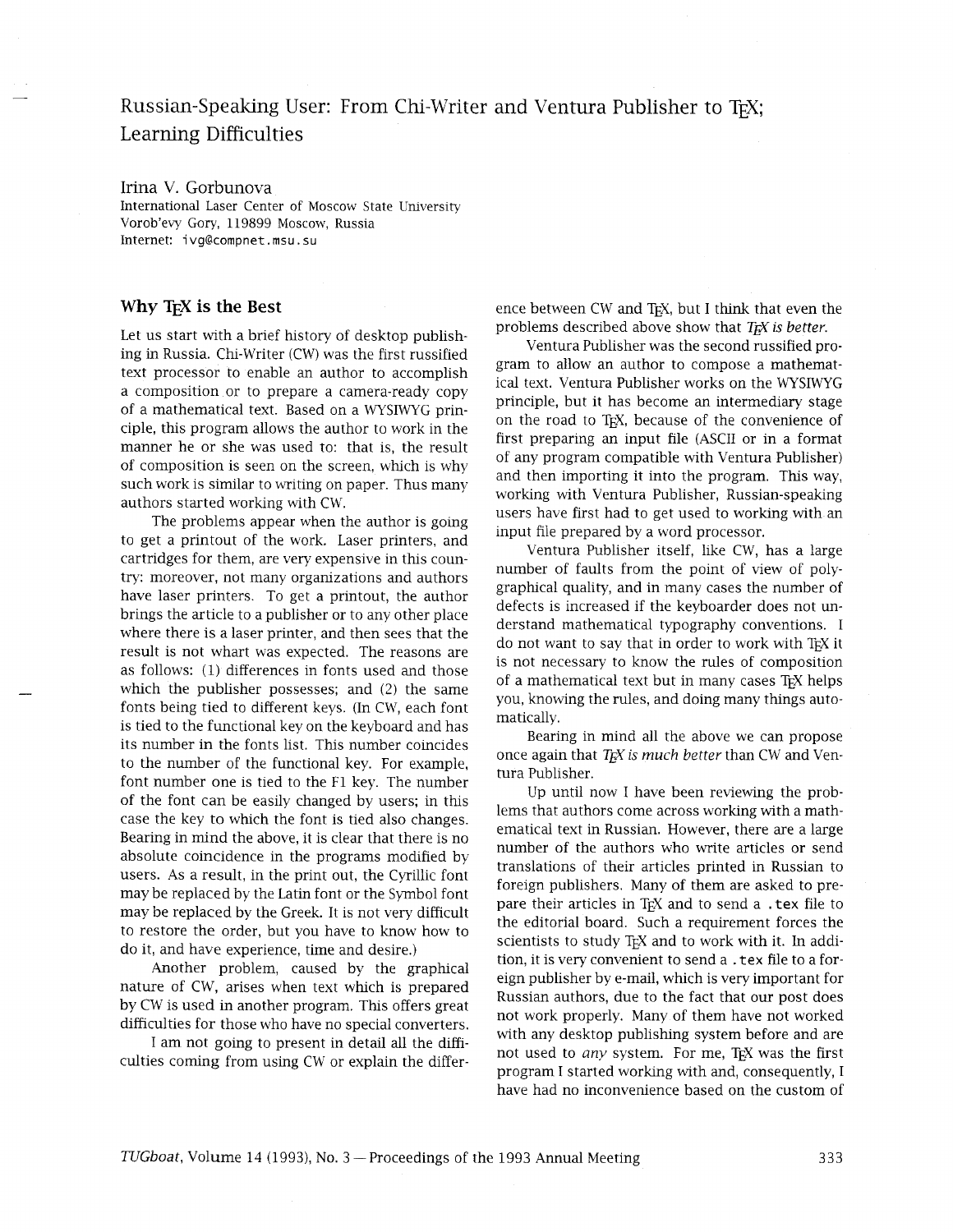# Russian-Speaking User: From Chi-Writer and Ventura Publisher to TEX; Learning Difficulties

Irina V. Gorbunova
International Laser Center of Moscow State University
Vorob'evy Gory, 119899 Moscow, Russia
Internet: ivg@compnet.msu.su

## Why TEX is the Best

Let us start with a brief history of desktop publishing in Russia. Chi-Writer (CW) was the first russified text processor to enable an author to accomplish a composition or to prepare a camera-ready copy of a mathematical text. Based on a WYSIWYG principle, this program allows the author to work in the manner he or she was used to: that is, the result of composition is seen on the screen, which is why such work is similar to writing on paper. Thus many authors started working with CW.

The problems appear when the author is going to get a printout of the work. Laser printers, and cartridges for them, are very expensive in this country: moreover, not many organizations and authors have laser printers. To get a printout, the author brings the article to a publisher or to any other place where there is a laser printer, and then sees that the result is not whart was expected. The reasons are as follows: (1) differences in fonts used and those which the publisher possesses; and (2) the same fonts being tied to different keys. (In CW, each font is tied to the functional key on the keyboard and has its number in the fonts list. This number coincides to the number of the functional key. For example, font number one is tied to the F1 key. The number of the font can be easily changed by users; in this case the key to which the font is tied also changes. Bearing in mind the above, it is clear that there is no absolute coincidence in the programs modified by users. As a result, in the print out, the Cyrillic font may be replaced by the Latin font or the Symbol font may be replaced by the Greek. It is not very difficult to restore the order, but you have to know how to do it, and have experience, time and desire.)

Another problem, caused by the graphical nature of CW, arises when text which is prepared by CW is used in another program. This offers great difficulties for those who have no special converters.

I am not going to present in detail all the difficulties coming from using CW or explain the difference between CW and TEX, but I think that even the problems described above show that *TEX is better.*

Ventura Publisher was the second russified program to allow an author to compose a mathematical text. Ventura Publisher works on the WYSIWYG principle, but it has become an intermediary stage on the road to TEX, because of the convenience of first preparing an input file (ASCII or in a format of any program compatible with Ventura Publisher) and then importing it into the program. This way, working with Ventura Publisher, Russian-speaking users have first had to get used to working with an input file prepared by a word processor.

Ventura Publisher itself, like CW, has a large number of faults from the point of view of polygraphical quality, and in many cases the number of defects is increased if the keyboarder does not understand mathematical typography conventions. I do not want to say that in order to work with TEX it is not necessary to know the rules of composition of a mathematical text but in many cases TEX helps you, knowing the rules, and doing many things automatically.

Bearing in mind all the above we can propose once again that *TEX is much better* than CW and Ventura Publisher.

Up until now I have been reviewing the problems that authors come across working with a mathematical text in Russian. However, there are a large number of the authors who write articles or send translations of their articles printed in Russian to foreign publishers. Many of them are asked to prepare their articles in TEX and to send a `.tex` file to the editorial board. Such a requirement forces the scientists to study TEX and to work with it. In addition, it is very convenient to send a `.tex` file to a foreign publisher by e-mail, which is very important for Russian authors, due to the fact that our post does not work properly. Many of them have not worked with any desktop publishing system before and are not used to *any* system. For me, TEX was the first program I started working with and, consequently, I have had no inconvenience based on the custom of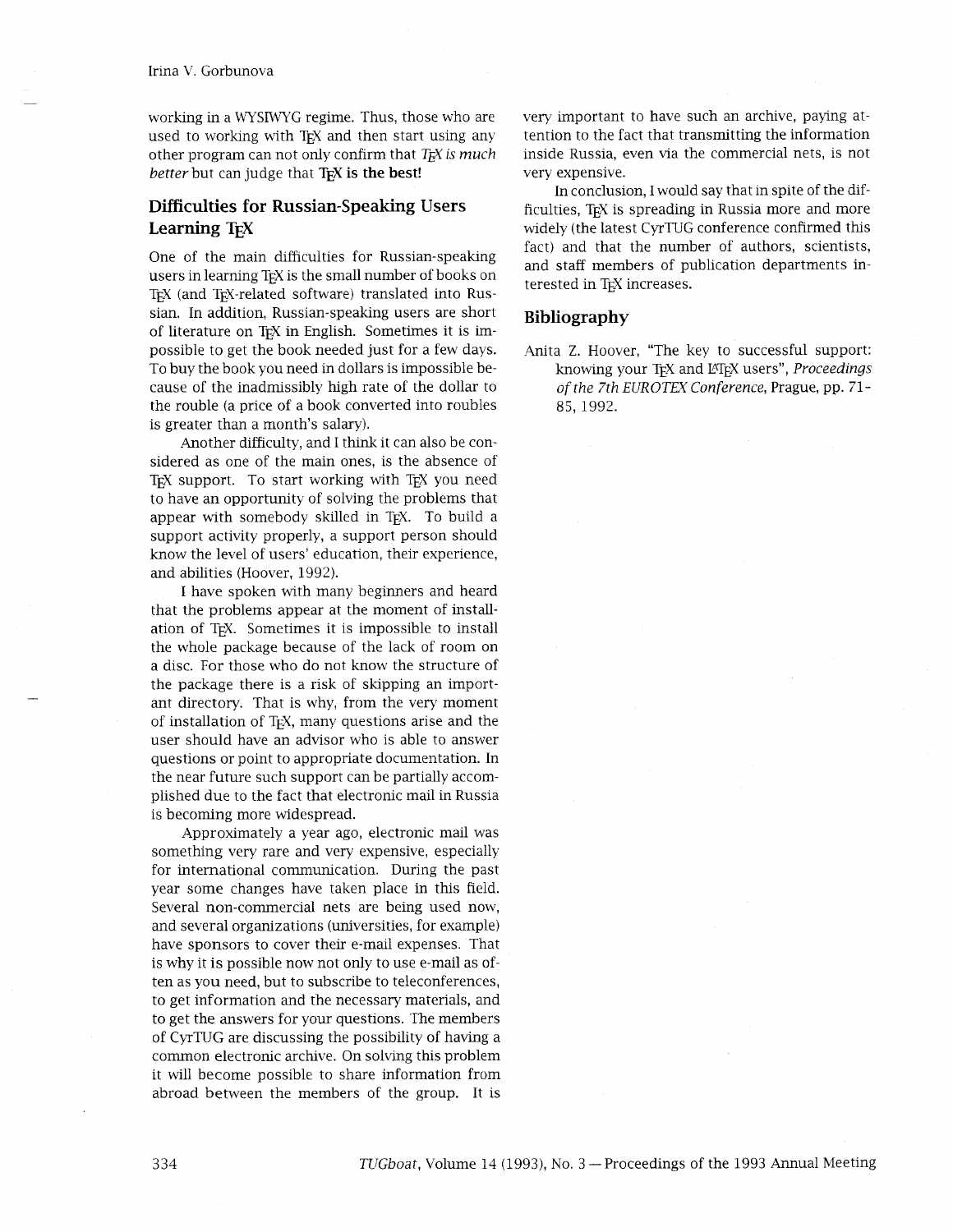working in a WYSIWYG regime. Thus, those who are used to working with TeX and then start using any other program can not only confirm that *TeX is much better* but can judge that **TeX is the best!**

## Difficulties for Russian-Speaking Users Learning TeX

One of the main difficulties for Russian-speaking users in learning TeX is the small number of books on TeX (and TeX-related software) translated into Russian. In addition, Russian-speaking users are short of literature on TeX in English. Sometimes it is impossible to get the book needed just for a few days. To buy the book you need in dollars is impossible because of the inadmissibly high rate of the dollar to the rouble (a price of a book converted into roubles is greater than a month's salary).

Another difficulty, and I think it can also be considered as one of the main ones, is the absence of TeX support. To start working with TeX you need to have an opportunity of solving the problems that appear with somebody skilled in TeX. To build a support activity properly, a support person should know the level of users' education, their experience, and abilities (Hoover, 1992).

I have spoken with many beginners and heard that the problems appear at the moment of installation of TeX. Sometimes it is impossible to install the whole package because of the lack of room on a disc. For those who do not know the structure of the package there is a risk of skipping an important directory. That is why, from the very moment of installation of TeX, many questions arise and the user should have an advisor who is able to answer questions or point to appropriate documentation. In the near future such support can be partially accomplished due to the fact that electronic mail in Russia is becoming more widespread.

Approximately a year ago, electronic mail was something very rare and very expensive, especially for international communication. During the past year some changes have taken place in this field. Several non-commercial nets are being used now, and several organizations (universities, for example) have sponsors to cover their e-mail expenses. That is why it is possible now not only to use e-mail as often as you need, but to subscribe to teleconferences, to get information and the necessary materials, and to get the answers for your questions. The members of CyrTUG are discussing the possibility of having a common electronic archive. On solving this problem it will become possible to share information from abroad between the members of the group. It is very important to have such an archive, paying attention to the fact that transmitting the information inside Russia, even via the commercial nets, is not very expensive.

In conclusion, I would say that in spite of the difficulties, TeX is spreading in Russia more and more widely (the latest CyrTUG conference confirmed this fact) and that the number of authors, scientists, and staff members of publication departments interested in TeX increases.

## Bibliography

Anita Z. Hoover, "The key to successful support: knowing your TeX and LaTeX users", *Proceedings of the 7th EUROTEX Conference*, Prague, pp. 71–85, 1992.